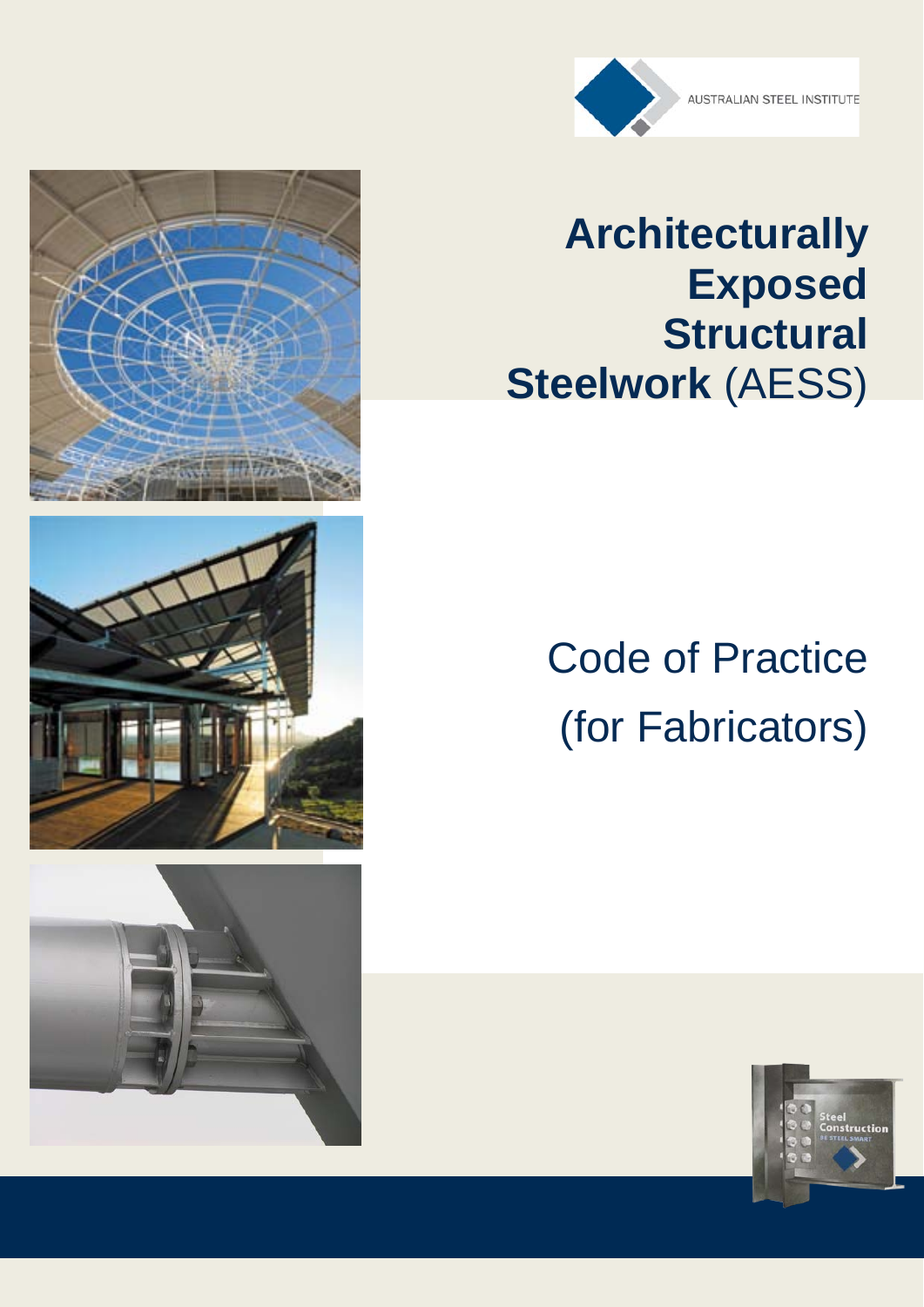AUSTRALIAN STEEL INSTITUTE

# Architecturally Exposed Structural Steelwork (AESS)

## Code of Practice (for Fabricators)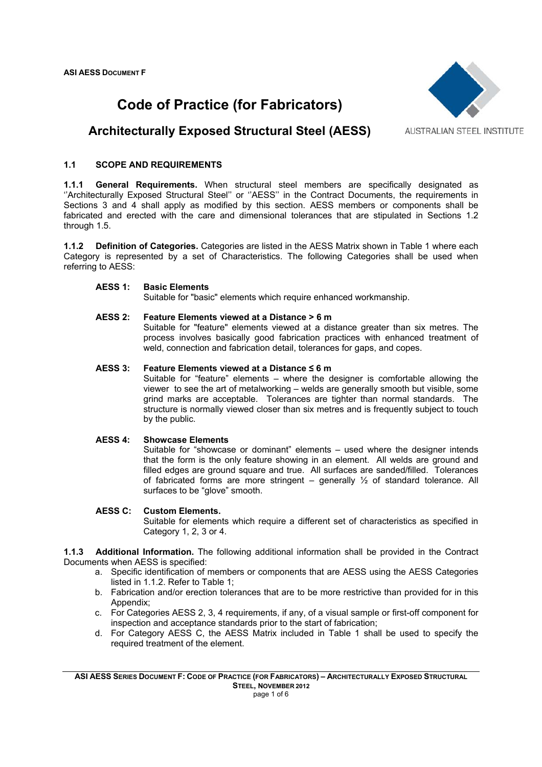ASI AESS DOCUMENT F

# Code of Practice (for Fabricators)

## Architecturally Exposed Structural Steel (AESS)

AUSTRALIAN STEEL INSTITUTE

### 1.1 SCOPE AND REQUIREMENTS

**1.1.1 General Requirements.** When structural steel members are specifically designated as ''Architecturally Exposed Structural Steel'' or ''AESS'' in the Contract Documents, the requirements in Sections 3 and 4 shall apply as modified by this section. AESS members or components shall be fabricated and erected with the care and dimensional tolerances that are stipulated in Sections 1.2 through 1.5.

**1.1.2 Definition of Categories.** Categories are listed in the AESS Matrix shown in Table 1 where each Category is represented by a set of Characteristics. The following Categories shall be used when referring to AESS:

**AESS 1: Basic Elements**
Suitable for "basic" elements which require enhanced workmanship.

**AESS 2: Feature Elements viewed at a Distance > 6 m**
Suitable for "feature" elements viewed at a distance greater than six metres. The process involves basically good fabrication practices with enhanced treatment of weld, connection and fabrication detail, tolerances for gaps, and copes.

**AESS 3: Feature Elements viewed at a Distance ≤ 6 m**
Suitable for "feature" elements – where the designer is comfortable allowing the viewer to see the art of metalworking – welds are generally smooth but visible, some grind marks are acceptable. Tolerances are tighter than normal standards. The structure is normally viewed closer than six metres and is frequently subject to touch by the public.

**AESS 4: Showcase Elements**
Suitable for "showcase or dominant" elements – used where the designer intends that the form is the only feature showing in an element. All welds are ground and filled edges are ground square and true. All surfaces are sanded/filled. Tolerances of fabricated forms are more stringent – generally ½ of standard tolerance. All surfaces to be "glove" smooth.

**AESS C: Custom Elements.**
Suitable for elements which require a different set of characteristics as specified in Category 1, 2, 3 or 4.

**1.1.3 Additional Information.** The following additional information shall be provided in the Contract Documents when AESS is specified:

a. Specific identification of members or components that are AESS using the AESS Categories listed in 1.1.2. Refer to Table 1;
b. Fabrication and/or erection tolerances that are to be more restrictive than provided for in this Appendix;
c. For Categories AESS 2, 3, 4 requirements, if any, of a visual sample or first-off component for inspection and acceptance standards prior to the start of fabrication;
d. For Category AESS C, the AESS Matrix included in Table 1 shall be used to specify the required treatment of the element.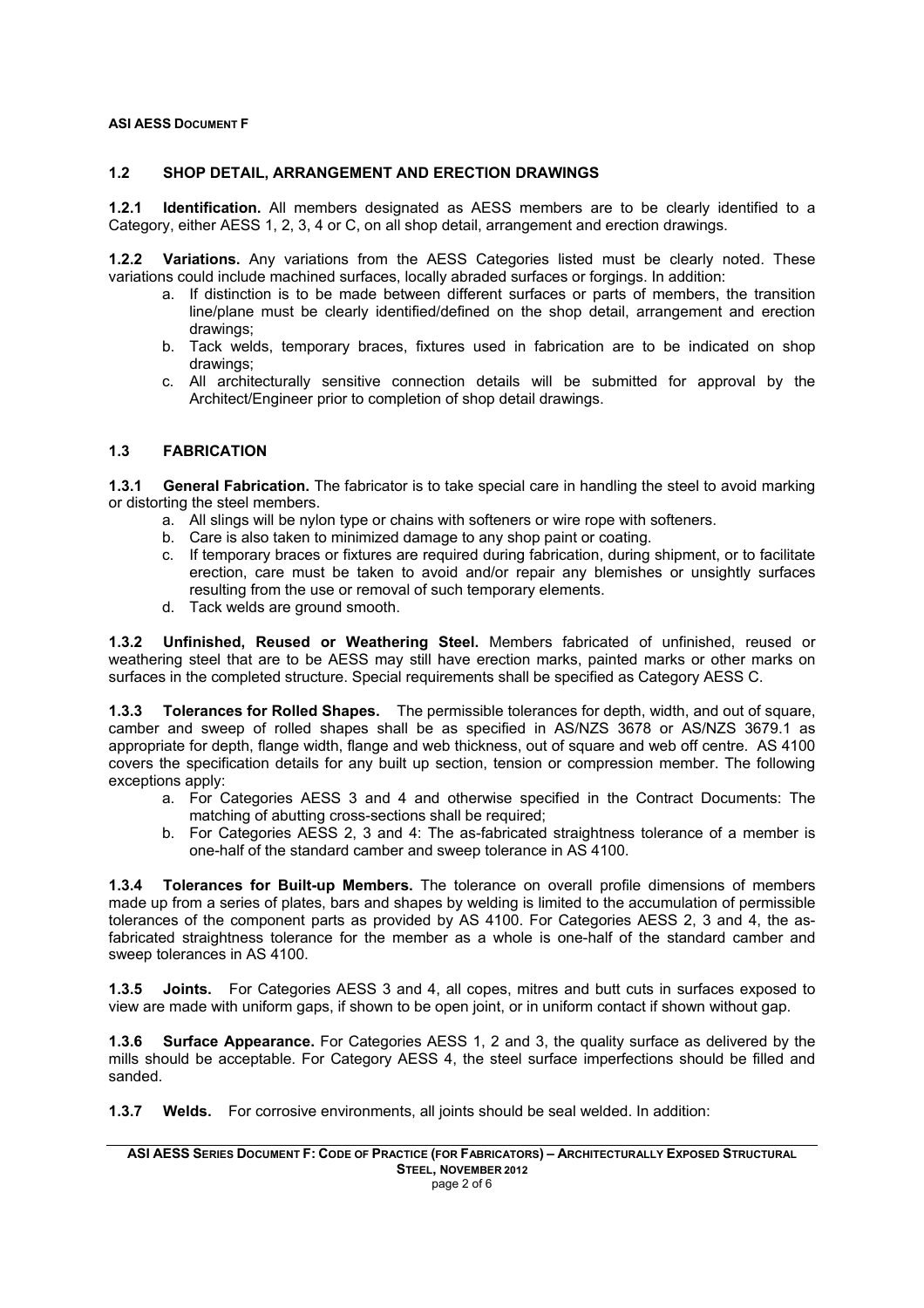## 1.2 SHOP DETAIL, ARRANGEMENT AND ERECTION DRAWINGS

**1.2.1 Identification.** All members designated as AESS members are to be clearly identified to a Category, either AESS 1, 2, 3, 4 or C, on all shop detail, arrangement and erection drawings.

**1.2.2 Variations.** Any variations from the AESS Categories listed must be clearly noted. These variations could include machined surfaces, locally abraded surfaces or forgings. In addition:

a. If distinction is to be made between different surfaces or parts of members, the transition line/plane must be clearly identified/defined on the shop detail, arrangement and erection drawings;
b. Tack welds, temporary braces, fixtures used in fabrication are to be indicated on shop drawings;
c. All architecturally sensitive connection details will be submitted for approval by the Architect/Engineer prior to completion of shop detail drawings.

## 1.3 FABRICATION

**1.3.1 General Fabrication.** The fabricator is to take special care in handling the steel to avoid marking or distorting the steel members.

a. All slings will be nylon type or chains with softeners or wire rope with softeners.
b. Care is also taken to minimized damage to any shop paint or coating.
c. If temporary braces or fixtures are required during fabrication, during shipment, or to facilitate erection, care must be taken to avoid and/or repair any blemishes or unsightly surfaces resulting from the use or removal of such temporary elements.
d. Tack welds are ground smooth.

**1.3.2 Unfinished, Reused or Weathering Steel.** Members fabricated of unfinished, reused or weathering steel that are to be AESS may still have erection marks, painted marks or other marks on surfaces in the completed structure. Special requirements shall be specified as Category AESS C.

**1.3.3 Tolerances for Rolled Shapes.** The permissible tolerances for depth, width, and out of square, camber and sweep of rolled shapes shall be as specified in AS/NZS 3678 or AS/NZS 3679.1 as appropriate for depth, flange width, flange and web thickness, out of square and web off centre. AS 4100 covers the specification details for any built up section, tension or compression member. The following exceptions apply:

a. For Categories AESS 3 and 4 and otherwise specified in the Contract Documents: The matching of abutting cross-sections shall be required;
b. For Categories AESS 2, 3 and 4: The as-fabricated straightness tolerance of a member is one-half of the standard camber and sweep tolerance in AS 4100.

**1.3.4 Tolerances for Built-up Members.** The tolerance on overall profile dimensions of members made up from a series of plates, bars and shapes by welding is limited to the accumulation of permissible tolerances of the component parts as provided by AS 4100. For Categories AESS 2, 3 and 4, the as-fabricated straightness tolerance for the member as a whole is one-half of the standard camber and sweep tolerances in AS 4100.

**1.3.5 Joints.** For Categories AESS 3 and 4, all copes, mitres and butt cuts in surfaces exposed to view are made with uniform gaps, if shown to be open joint, or in uniform contact if shown without gap.

**1.3.6 Surface Appearance.** For Categories AESS 1, 2 and 3, the quality surface as delivered by the mills should be acceptable. For Category AESS 4, the steel surface imperfections should be filled and sanded.

**1.3.7 Welds.** For corrosive environments, all joints should be seal welded. In addition: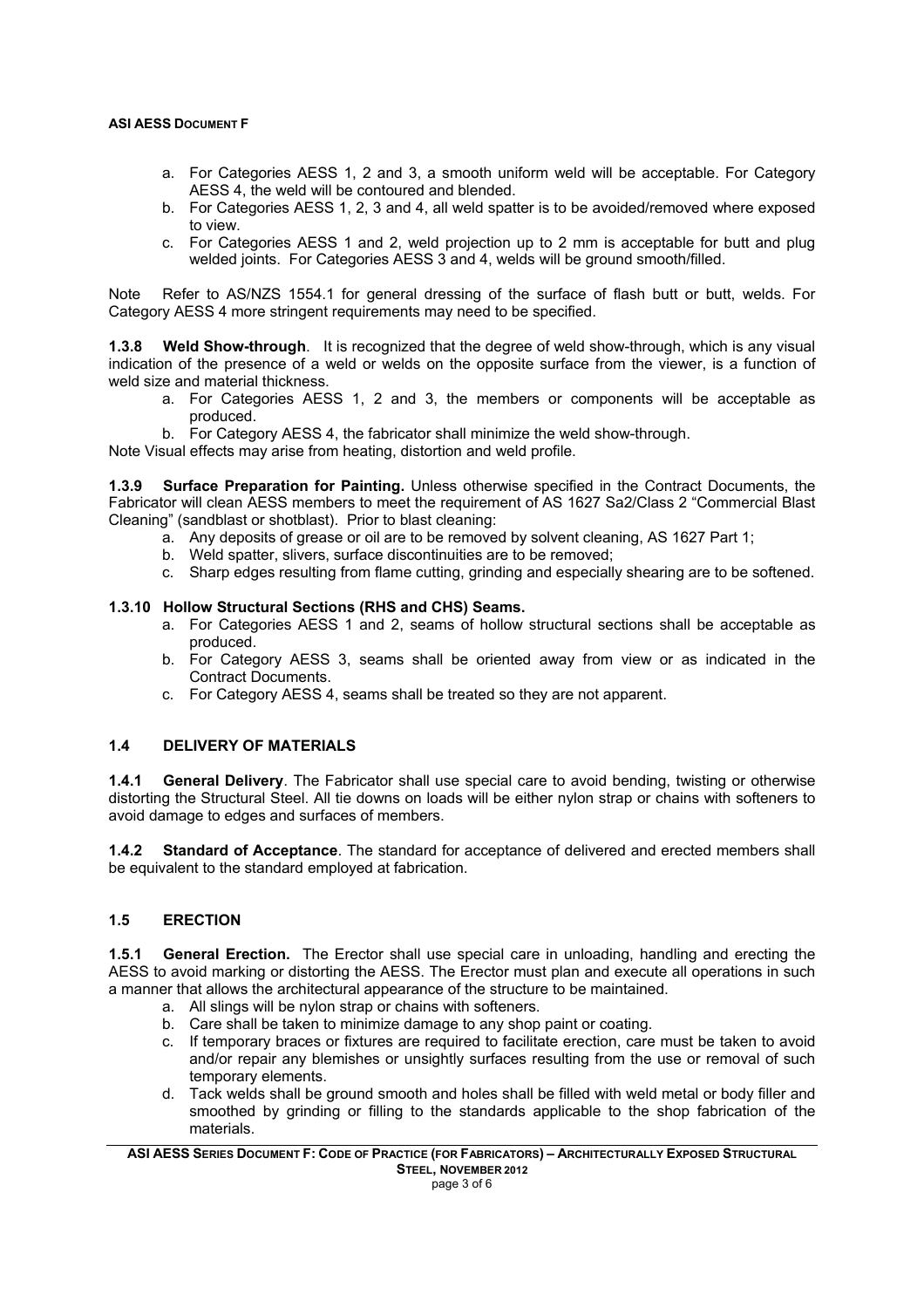a. For Categories AESS 1, 2 and 3, a smooth uniform weld will be acceptable. For Category AESS 4, the weld will be contoured and blended.
b. For Categories AESS 1, 2, 3 and 4, all weld spatter is to be avoided/removed where exposed to view.
c. For Categories AESS 1 and 2, weld projection up to 2 mm is acceptable for butt and plug welded joints. For Categories AESS 3 and 4, welds will be ground smooth/filled.

Note Refer to AS/NZS 1554.1 for general dressing of the surface of flash butt or butt, welds. For Category AESS 4 more stringent requirements may need to be specified.

**1.3.8 Weld Show-through**. It is recognized that the degree of weld show-through, which is any visual indication of the presence of a weld or welds on the opposite surface from the viewer, is a function of weld size and material thickness.

a. For Categories AESS 1, 2 and 3, the members or components will be acceptable as produced.
b. For Category AESS 4, the fabricator shall minimize the weld show-through.

Note Visual effects may arise from heating, distortion and weld profile.

**1.3.9 Surface Preparation for Painting.** Unless otherwise specified in the Contract Documents, the Fabricator will clean AESS members to meet the requirement of AS 1627 Sa2/Class 2 "Commercial Blast Cleaning" (sandblast or shotblast). Prior to blast cleaning:

a. Any deposits of grease or oil are to be removed by solvent cleaning, AS 1627 Part 1;
b. Weld spatter, slivers, surface discontinuities are to be removed;
c. Sharp edges resulting from flame cutting, grinding and especially shearing are to be softened.

**1.3.10 Hollow Structural Sections (RHS and CHS) Seams.**

a. For Categories AESS 1 and 2, seams of hollow structural sections shall be acceptable as produced.
b. For Category AESS 3, seams shall be oriented away from view or as indicated in the Contract Documents.
c. For Category AESS 4, seams shall be treated so they are not apparent.

## 1.4 DELIVERY OF MATERIALS

**1.4.1 General Delivery**. The Fabricator shall use special care to avoid bending, twisting or otherwise distorting the Structural Steel. All tie downs on loads will be either nylon strap or chains with softeners to avoid damage to edges and surfaces of members.

**1.4.2 Standard of Acceptance**. The standard for acceptance of delivered and erected members shall be equivalent to the standard employed at fabrication.

## 1.5 ERECTION

**1.5.1 General Erection.** The Erector shall use special care in unloading, handling and erecting the AESS to avoid marking or distorting the AESS. The Erector must plan and execute all operations in such a manner that allows the architectural appearance of the structure to be maintained.

a. All slings will be nylon strap or chains with softeners.
b. Care shall be taken to minimize damage to any shop paint or coating.
c. If temporary braces or fixtures are required to facilitate erection, care must be taken to avoid and/or repair any blemishes or unsightly surfaces resulting from the use or removal of such temporary elements.
d. Tack welds shall be ground smooth and holes shall be filled with weld metal or body filler and smoothed by grinding or filling to the standards applicable to the shop fabrication of the materials.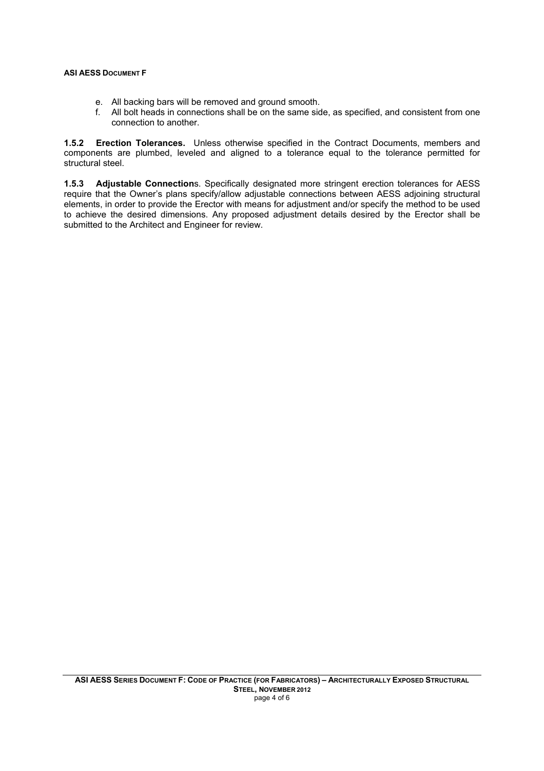e. All backing bars will be removed and ground smooth.
f. All bolt heads in connections shall be on the same side, as specified, and consistent from one connection to another.

**1.5.2 Erection Tolerances.** Unless otherwise specified in the Contract Documents, members and components are plumbed, leveled and aligned to a tolerance equal to the tolerance permitted for structural steel.

**1.5.3 Adjustable Connections**. Specifically designated more stringent erection tolerances for AESS require that the Owner's plans specify/allow adjustable connections between AESS adjoining structural elements, in order to provide the Erector with means for adjustment and/or specify the method to be used to achieve the desired dimensions. Any proposed adjustment details desired by the Erector shall be submitted to the Architect and Engineer for review.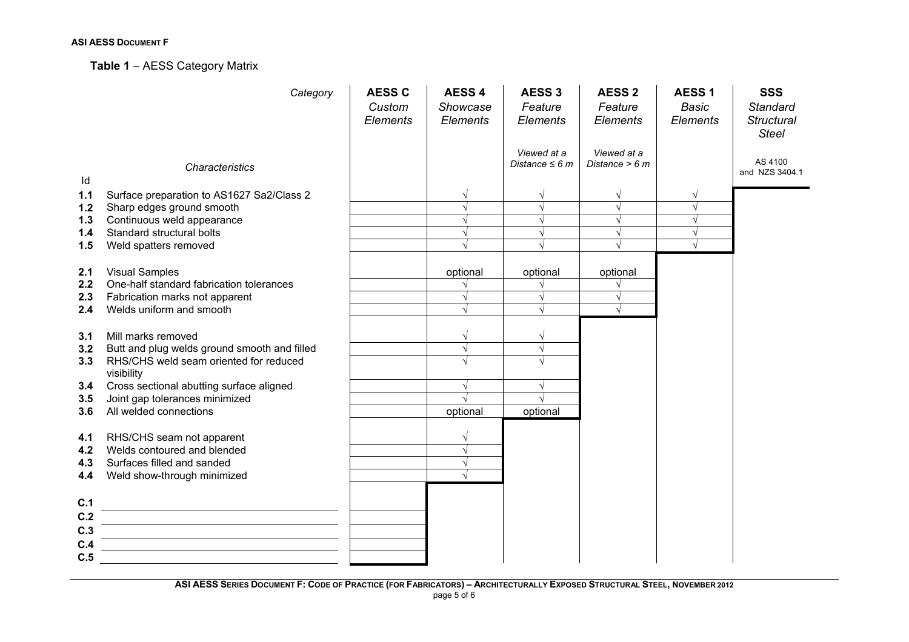**Table 1** – AESS Category Matrix

| Id | Category / Characteristics | AESS C *Custom Elements* | AESS 4 *Showcase Elements* | AESS 3 *Feature Elements* *Viewed at a Distance ≤ 6 m* | AESS 2 *Feature Elements* *Viewed at a Distance > 6 m* | AESS 1 *Basic Elements* | SSS *Standard Structural Steel* AS 4100 and NZS 3404.1 |
|---|---|---|---|---|---|---|---|
| **1.1** | Surface preparation to AS1627 Sa2/Class 2 | | √ | √ | √ | √ | |
| **1.2** | Sharp edges ground smooth | | √ | √ | √ | √ | |
| **1.3** | Continuous weld appearance | | √ | √ | √ | √ | |
| **1.4** | Standard structural bolts | | √ | √ | √ | √ | |
| **1.5** | Weld spatters removed | | √ | √ | √ | √ | |
| **2.1** | Visual Samples | | optional | optional | optional | | |
| **2.2** | One-half standard fabrication tolerances | | √ | √ | √ | | |
| **2.3** | Fabrication marks not apparent | | √ | √ | √ | | |
| **2.4** | Welds uniform and smooth | | √ | √ | √ | | |
| **3.1** | Mill marks removed | | √ | √ | | | |
| **3.2** | Butt and plug welds ground smooth and filled | | √ | √ | | | |
| **3.3** | RHS/CHS weld seam oriented for reduced visibility | | √ | √ | | | |
| **3.4** | Cross sectional abutting surface aligned | | √ | √ | | | |
| **3.5** | Joint gap tolerances minimized | | √ | √ | | | |
| **3.6** | All welded connections | | optional | optional | | | |
| **4.1** | RHS/CHS seam not apparent | | √ | | | | |
| **4.2** | Welds contoured and blended | | √ | | | | |
| **4.3** | Surfaces filled and sanded | | √ | | | | |
| **4.4** | Weld show-through minimized | | √ | | | | |
| **C.1** | | | | | | | |
| **C.2** | | | | | | | |
| **C.3** | | | | | | | |
| **C.4** | | | | | | | |
| **C.5** | | | | | | | |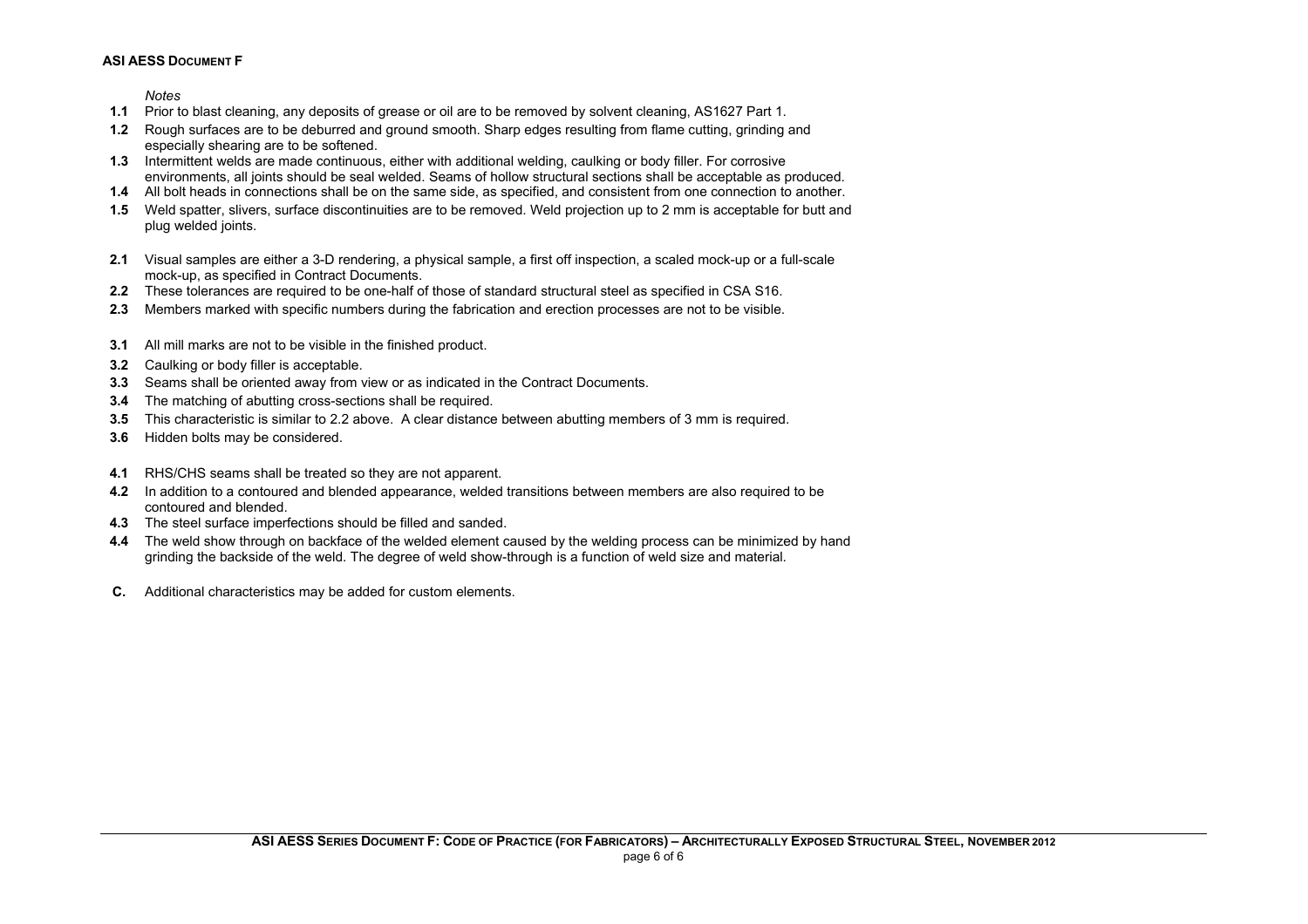*Notes*

**1.1** Prior to blast cleaning, any deposits of grease or oil are to be removed by solvent cleaning, AS1627 Part 1.

**1.2** Rough surfaces are to be deburred and ground smooth. Sharp edges resulting from flame cutting, grinding and especially shearing are to be softened.

**1.3** Intermittent welds are made continuous, either with additional welding, caulking or body filler. For corrosive environments, all joints should be seal welded. Seams of hollow structural sections shall be acceptable as produced.

**1.4** All bolt heads in connections shall be on the same side, as specified, and consistent from one connection to another.

**1.5** Weld spatter, slivers, surface discontinuities are to be removed. Weld projection up to 2 mm is acceptable for butt and plug welded joints.

**2.1** Visual samples are either a 3-D rendering, a physical sample, a first off inspection, a scaled mock-up or a full-scale mock-up, as specified in Contract Documents.

**2.2** These tolerances are required to be one-half of those of standard structural steel as specified in CSA S16.

**2.3** Members marked with specific numbers during the fabrication and erection processes are not to be visible.

**3.1** All mill marks are not to be visible in the finished product.

**3.2** Caulking or body filler is acceptable.

**3.3** Seams shall be oriented away from view or as indicated in the Contract Documents.

**3.4** The matching of abutting cross-sections shall be required.

**3.5** This characteristic is similar to 2.2 above. A clear distance between abutting members of 3 mm is required.

**3.6** Hidden bolts may be considered.

**4.1** RHS/CHS seams shall be treated so they are not apparent.

**4.2** In addition to a contoured and blended appearance, welded transitions between members are also required to be contoured and blended.

**4.3** The steel surface imperfections should be filled and sanded.

**4.4** The weld show through on backface of the welded element caused by the welding process can be minimized by hand grinding the backside of the weld. The degree of weld show-through is a function of weld size and material.

**C.** Additional characteristics may be added for custom elements.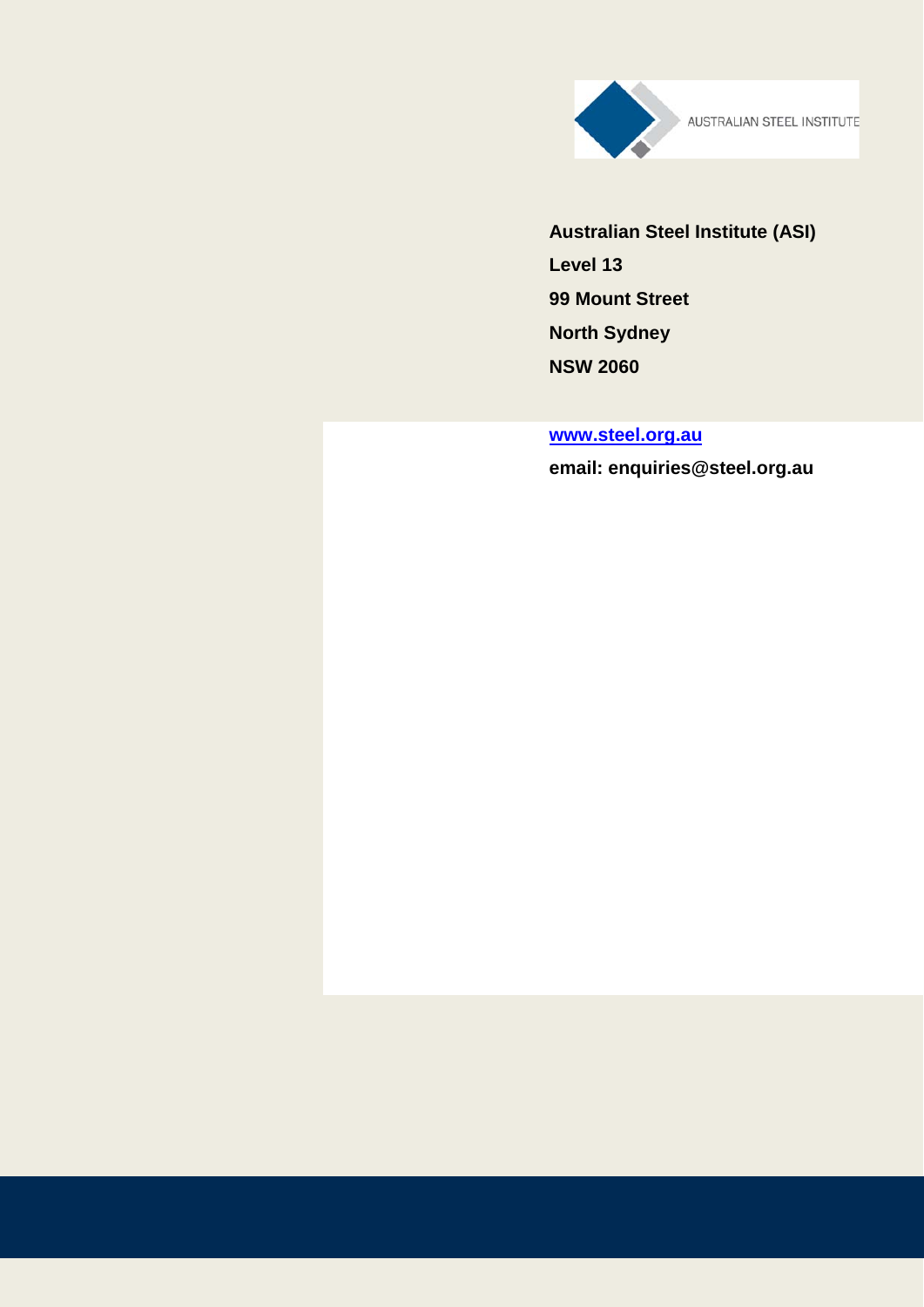AUSTRALIAN STEEL INSTITUTE

**Australian Steel Institute (ASI)**

**Level 13**

**99 Mount Street**

**North Sydney**

**NSW 2060**

**www.steel.org.au**

**email: enquiries@steel.org.au**